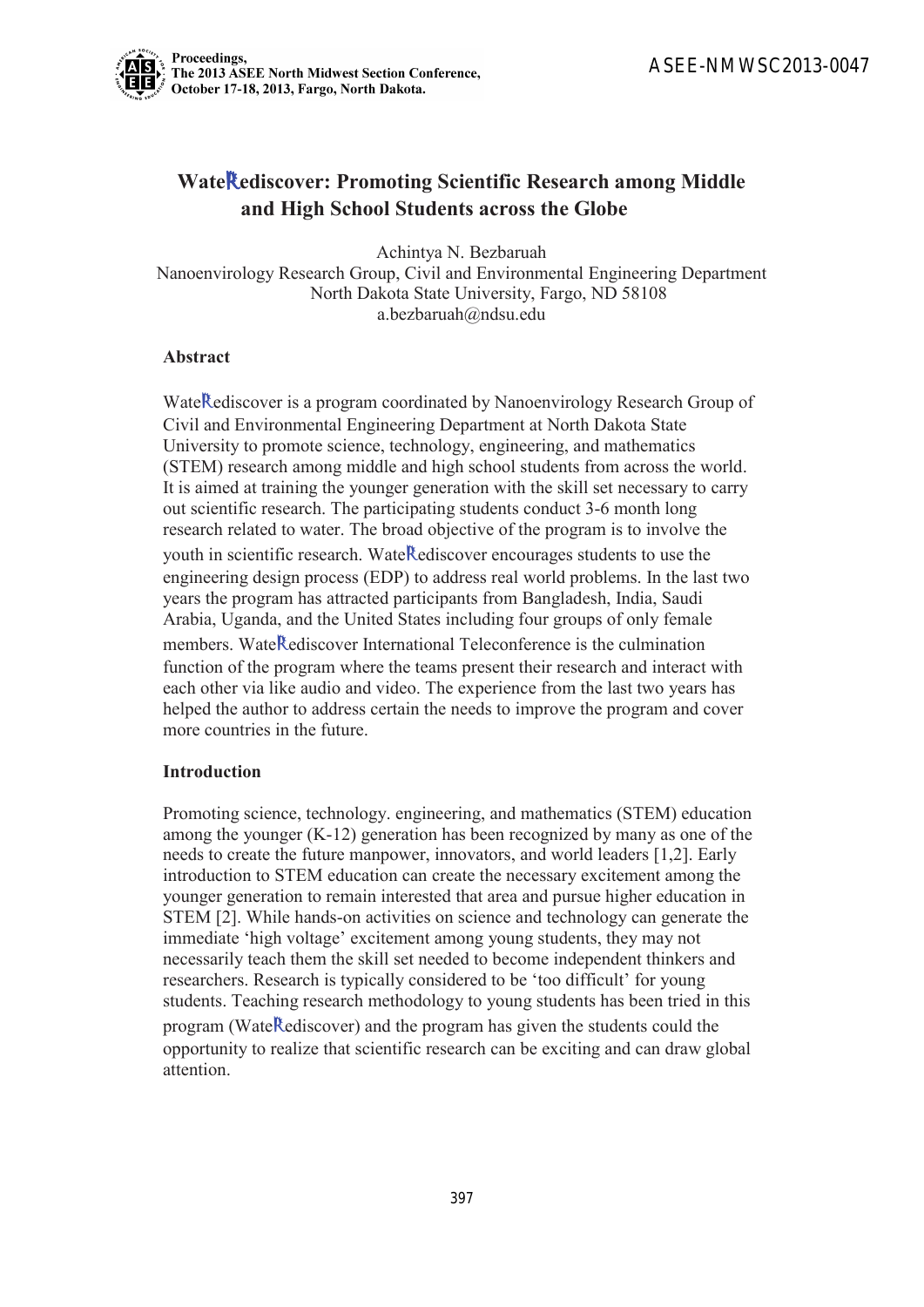# WateRediscover: Promoting Scientific Research among Middle and High School Students across the Globe

Achintya N. Bezbaruah
Nanoenvirology Research Group, Civil and Environmental Engineering Department
North Dakota State University, Fargo, ND 58108
a.bezbaruah@ndsu.edu

## Abstract

WateRediscover is a program coordinated by Nanoenvirology Research Group of Civil and Environmental Engineering Department at North Dakota State University to promote science, technology, engineering, and mathematics (STEM) research among middle and high school students from across the world. It is aimed at training the younger generation with the skill set necessary to carry out scientific research. The participating students conduct 3-6 month long research related to water. The broad objective of the program is to involve the youth in scientific research. WateRediscover encourages students to use the engineering design process (EDP) to address real world problems. In the last two years the program has attracted participants from Bangladesh, India, Saudi Arabia, Uganda, and the United States including four groups of only female members. WateRediscover International Teleconference is the culmination function of the program where the teams present their research and interact with each other via like audio and video. The experience from the last two years has helped the author to address certain the needs to improve the program and cover more countries in the future.

## Introduction

Promoting science, technology. engineering, and mathematics (STEM) education among the younger (K-12) generation has been recognized by many as one of the needs to create the future manpower, innovators, and world leaders [1,2]. Early introduction to STEM education can create the necessary excitement among the younger generation to remain interested that area and pursue higher education in STEM [2]. While hands-on activities on science and technology can generate the immediate 'high voltage' excitement among young students, they may not necessarily teach them the skill set needed to become independent thinkers and researchers. Research is typically considered to be 'too difficult' for young students. Teaching research methodology to young students has been tried in this program (WateRediscover) and the program has given the students could the opportunity to realize that scientific research can be exciting and can draw global attention.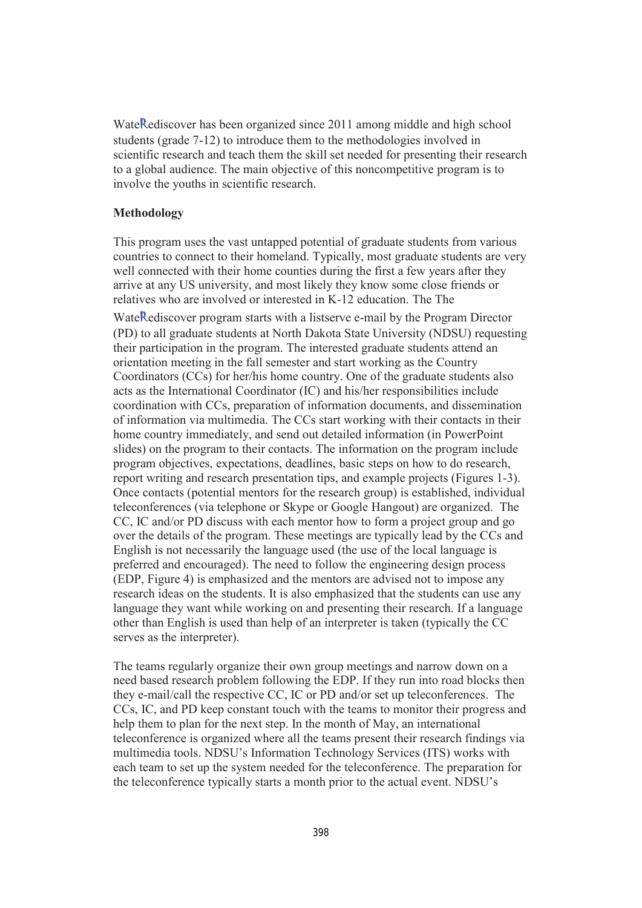WateRediscover has been organized since 2011 among middle and high school students (grade 7-12) to introduce them to the methodologies involved in scientific research and teach them the skill set needed for presenting their research to a global audience. The main objective of this noncompetitive program is to involve the youths in scientific research.

**Methodology**

This program uses the vast untapped potential of graduate students from various countries to connect to their homeland. Typically, most graduate students are very well connected with their home counties during the first a few years after they arrive at any US university, and most likely they know some close friends or relatives who are involved or interested in K-12 education. The The WateRediscover program starts with a listserve e-mail by the Program Director (PD) to all graduate students at North Dakota State University (NDSU) requesting their participation in the program. The interested graduate students attend an orientation meeting in the fall semester and start working as the Country Coordinators (CCs) for her/his home country. One of the graduate students also acts as the International Coordinator (IC) and his/her responsibilities include coordination with CCs, preparation of information documents, and dissemination of information via multimedia. The CCs start working with their contacts in their home country immediately, and send out detailed information (in PowerPoint slides) on the program to their contacts. The information on the program include program objectives, expectations, deadlines, basic steps on how to do research, report writing and research presentation tips, and example projects (Figures 1-3). Once contacts (potential mentors for the research group) is established, individual teleconferences (via telephone or Skype or Google Hangout) are organized. The CC, IC and/or PD discuss with each mentor how to form a project group and go over the details of the program. These meetings are typically lead by the CCs and English is not necessarily the language used (the use of the local language is preferred and encouraged). The need to follow the engineering design process (EDP, Figure 4) is emphasized and the mentors are advised not to impose any research ideas on the students. It is also emphasized that the students can use any language they want while working on and presenting their research. If a language other than English is used than help of an interpreter is taken (typically the CC serves as the interpreter).

The teams regularly organize their own group meetings and narrow down on a need based research problem following the EDP. If they run into road blocks then they e-mail/call the respective CC, IC or PD and/or set up teleconferences. The CCs, IC, and PD keep constant touch with the teams to monitor their progress and help them to plan for the next step. In the month of May, an international teleconference is organized where all the teams present their research findings via multimedia tools. NDSU's Information Technology Services (ITS) works with each team to set up the system needed for the teleconference. The preparation for the teleconference typically starts a month prior to the actual event. NDSU's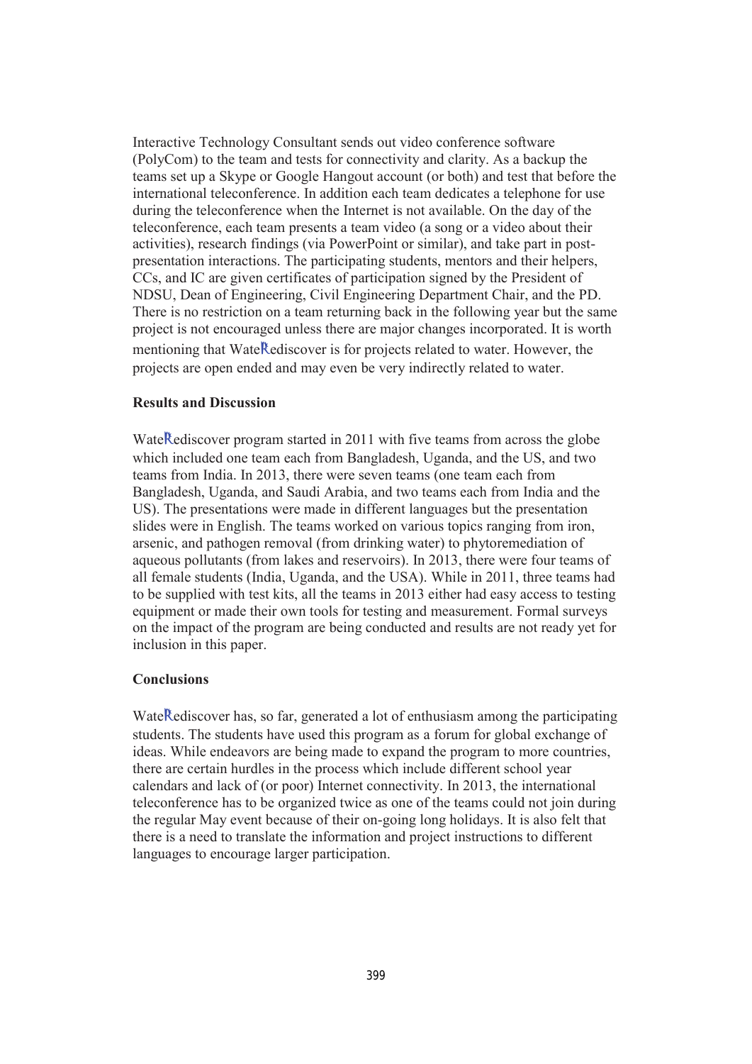Interactive Technology Consultant sends out video conference software (PolyCom) to the team and tests for connectivity and clarity. As a backup the teams set up a Skype or Google Hangout account (or both) and test that before the international teleconference. In addition each team dedicates a telephone for use during the teleconference when the Internet is not available. On the day of the teleconference, each team presents a team video (a song or a video about their activities), research findings (via PowerPoint or similar), and take part in post-presentation interactions. The participating students, mentors and their helpers, CCs, and IC are given certificates of participation signed by the President of NDSU, Dean of Engineering, Civil Engineering Department Chair, and the PD. There is no restriction on a team returning back in the following year but the same project is not encouraged unless there are major changes incorporated. It is worth mentioning that WateRediscover is for projects related to water. However, the projects are open ended and may even be very indirectly related to water.

### Results and Discussion

WateRediscover program started in 2011 with five teams from across the globe which included one team each from Bangladesh, Uganda, and the US, and two teams from India. In 2013, there were seven teams (one team each from Bangladesh, Uganda, and Saudi Arabia, and two teams each from India and the US). The presentations were made in different languages but the presentation slides were in English. The teams worked on various topics ranging from iron, arsenic, and pathogen removal (from drinking water) to phytoremediation of aqueous pollutants (from lakes and reservoirs). In 2013, there were four teams of all female students (India, Uganda, and the USA). While in 2011, three teams had to be supplied with test kits, all the teams in 2013 either had easy access to testing equipment or made their own tools for testing and measurement. Formal surveys on the impact of the program are being conducted and results are not ready yet for inclusion in this paper.

### Conclusions

WateRediscover has, so far, generated a lot of enthusiasm among the participating students. The students have used this program as a forum for global exchange of ideas. While endeavors are being made to expand the program to more countries, there are certain hurdles in the process which include different school year calendars and lack of (or poor) Internet connectivity. In 2013, the international teleconference has to be organized twice as one of the teams could not join during the regular May event because of their on-going long holidays. It is also felt that there is a need to translate the information and project instructions to different languages to encourage larger participation.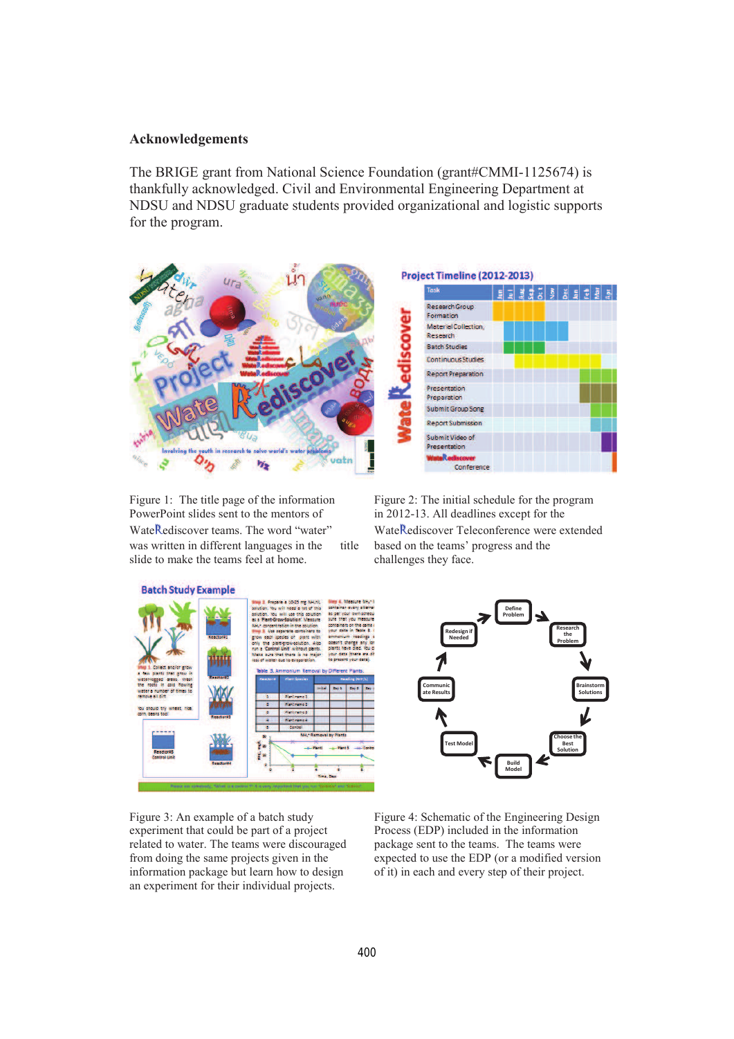### Acknowledgements

The BRIGE grant from National Science Foundation (grant#CMMI-1125674) is thankfully acknowledged. Civil and Environmental Engineering Department at NDSU and NDSU graduate students provided organizational and logistic supports for the program.

Figure 1: The title page of the information PowerPoint slides sent to the mentors of WateRediscover teams. The word "water" was written in different languages in the title slide to make the teams feel at home.

Figure 2: The initial schedule for the program in 2012-13. All deadlines except for the WateRediscover Teleconference were extended based on the teams' progress and the challenges they face.

Figure 3: An example of a batch study experiment that could be part of a project related to water. The teams were discouraged from doing the same projects given in the information package but learn how to design an experiment for their individual projects.

Figure 4: Schematic of the Engineering Design Process (EDP) included in the information package sent to the teams. The teams were expected to use the EDP (or a modified version of it) in each and every step of their project.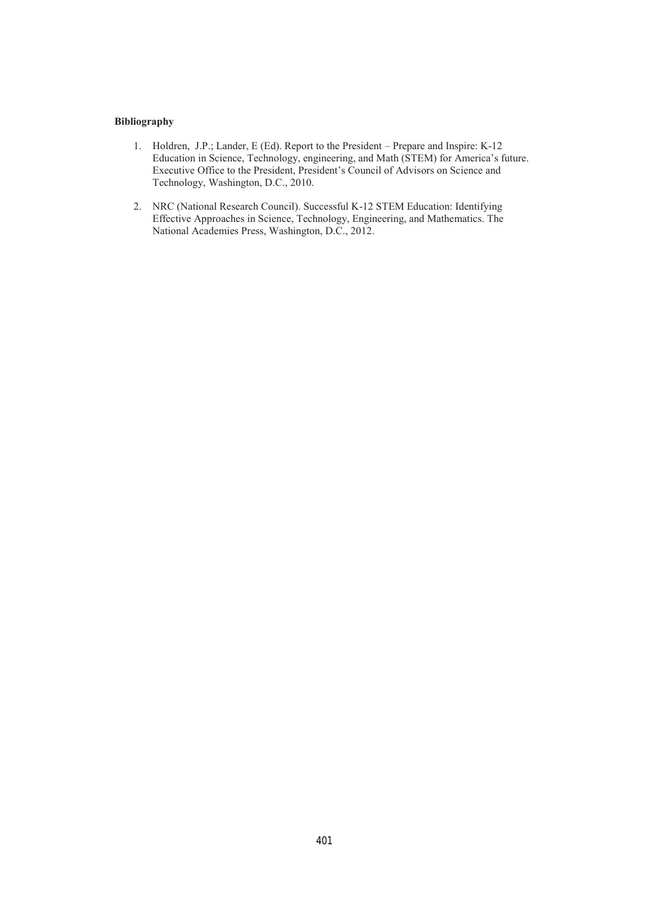**Bibliography**

1. Holdren, J.P.; Lander, E (Ed). Report to the President – Prepare and Inspire: K-12 Education in Science, Technology, engineering, and Math (STEM) for America's future. Executive Office to the President, President's Council of Advisors on Science and Technology, Washington, D.C., 2010.

2. NRC (National Research Council). Successful K-12 STEM Education: Identifying Effective Approaches in Science, Technology, Engineering, and Mathematics. The National Academies Press, Washington, D.C., 2012.